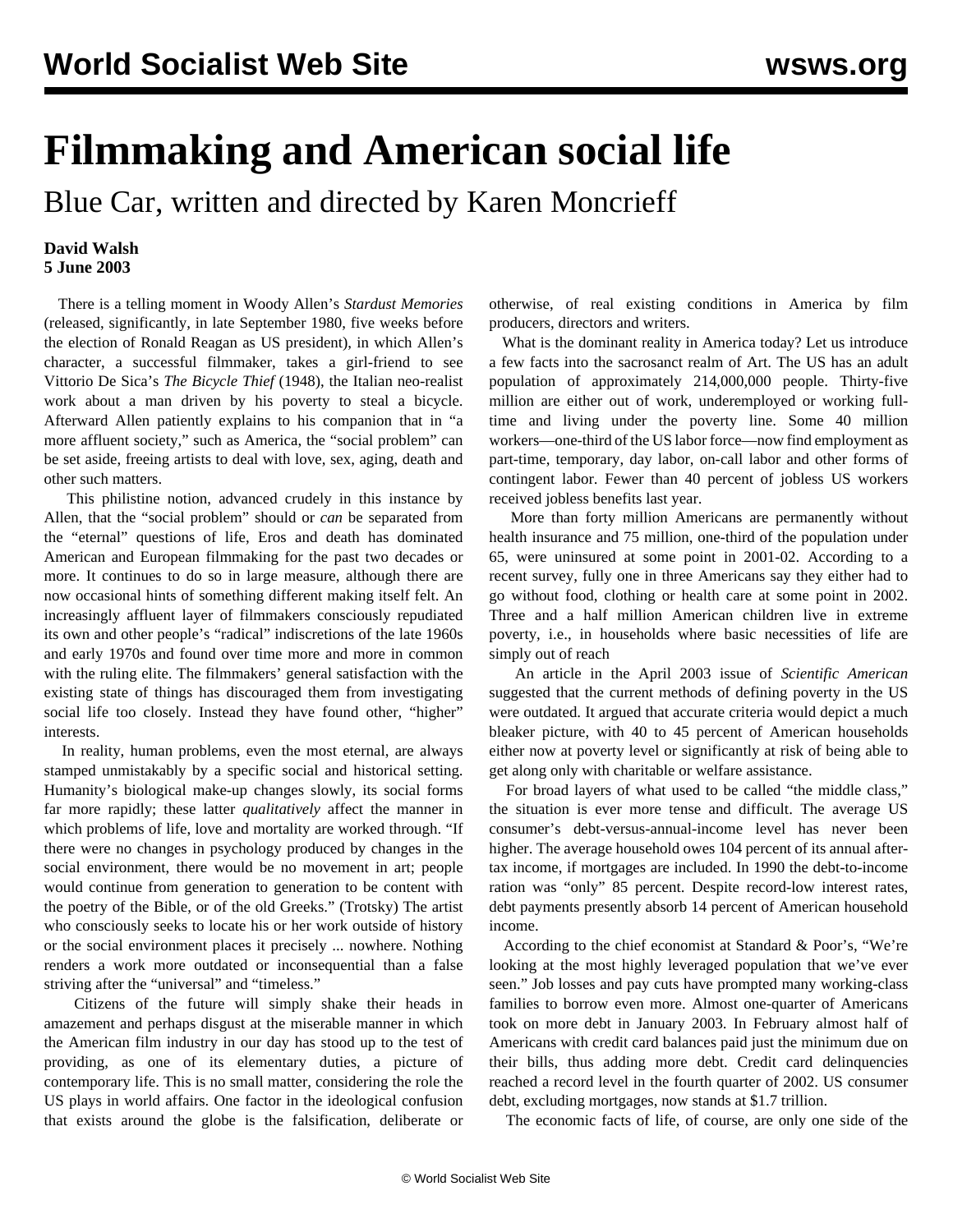# Filmmaking and American social life

## Blue Car, written and directed by Karen Moncrieff

**David Walsh**
**5 June 2003**

There is a telling moment in Woody Allen's *Stardust Memories* (released, significantly, in late September 1980, five weeks before the election of Ronald Reagan as US president), in which Allen's character, a successful filmmaker, takes a girl-friend to see Vittorio De Sica's *The Bicycle Thief* (1948), the Italian neo-realist work about a man driven by his poverty to steal a bicycle. Afterward Allen patiently explains to his companion that in "a more affluent society," such as America, the "social problem" can be set aside, freeing artists to deal with love, sex, aging, death and other such matters.

This philistine notion, advanced crudely in this instance by Allen, that the "social problem" should or *can* be separated from the "eternal" questions of life, Eros and death has dominated American and European filmmaking for the past two decades or more. It continues to do so in large measure, although there are now occasional hints of something different making itself felt. An increasingly affluent layer of filmmakers consciously repudiated its own and other people's "radical" indiscretions of the late 1960s and early 1970s and found over time more and more in common with the ruling elite. The filmmakers' general satisfaction with the existing state of things has discouraged them from investigating social life too closely. Instead they have found other, "higher" interests.

In reality, human problems, even the most eternal, are always stamped unmistakably by a specific social and historical setting. Humanity's biological make-up changes slowly, its social forms far more rapidly; these latter *qualitatively* affect the manner in which problems of life, love and mortality are worked through. "If there were no changes in psychology produced by changes in the social environment, there would be no movement in art; people would continue from generation to generation to be content with the poetry of the Bible, or of the old Greeks." (Trotsky) The artist who consciously seeks to locate his or her work outside of history or the social environment places it precisely ... nowhere. Nothing renders a work more outdated or inconsequential than a false striving after the "universal" and "timeless."

Citizens of the future will simply shake their heads in amazement and perhaps disgust at the miserable manner in which the American film industry in our day has stood up to the test of providing, as one of its elementary duties, a picture of contemporary life. This is no small matter, considering the role the US plays in world affairs. One factor in the ideological confusion that exists around the globe is the falsification, deliberate or otherwise, of real existing conditions in America by film producers, directors and writers.

What is the dominant reality in America today? Let us introduce a few facts into the sacrosanct realm of Art. The US has an adult population of approximately 214,000,000 people. Thirty-five million are either out of work, underemployed or working full-time and living under the poverty line. Some 40 million workers—one-third of the US labor force—now find employment as part-time, temporary, day labor, on-call labor and other forms of contingent labor. Fewer than 40 percent of jobless US workers received jobless benefits last year.

More than forty million Americans are permanently without health insurance and 75 million, one-third of the population under 65, were uninsured at some point in 2001-02. According to a recent survey, fully one in three Americans say they either had to go without food, clothing or health care at some point in 2002. Three and a half million American children live in extreme poverty, i.e., in households where basic necessities of life are simply out of reach

An article in the April 2003 issue of *Scientific American* suggested that the current methods of defining poverty in the US were outdated. It argued that accurate criteria would depict a much bleaker picture, with 40 to 45 percent of American households either now at poverty level or significantly at risk of being able to get along only with charitable or welfare assistance.

For broad layers of what used to be called "the middle class," the situation is ever more tense and difficult. The average US consumer's debt-versus-annual-income level has never been higher. The average household owes 104 percent of its annual after-tax income, if mortgages are included. In 1990 the debt-to-income ration was "only" 85 percent. Despite record-low interest rates, debt payments presently absorb 14 percent of American household income.

According to the chief economist at Standard & Poor's, "We're looking at the most highly leveraged population that we've ever seen." Job losses and pay cuts have prompted many working-class families to borrow even more. Almost one-quarter of Americans took on more debt in January 2003. In February almost half of Americans with credit card balances paid just the minimum due on their bills, thus adding more debt. Credit card delinquencies reached a record level in the fourth quarter of 2002. US consumer debt, excluding mortgages, now stands at $1.7 trillion.

The economic facts of life, of course, are only one side of the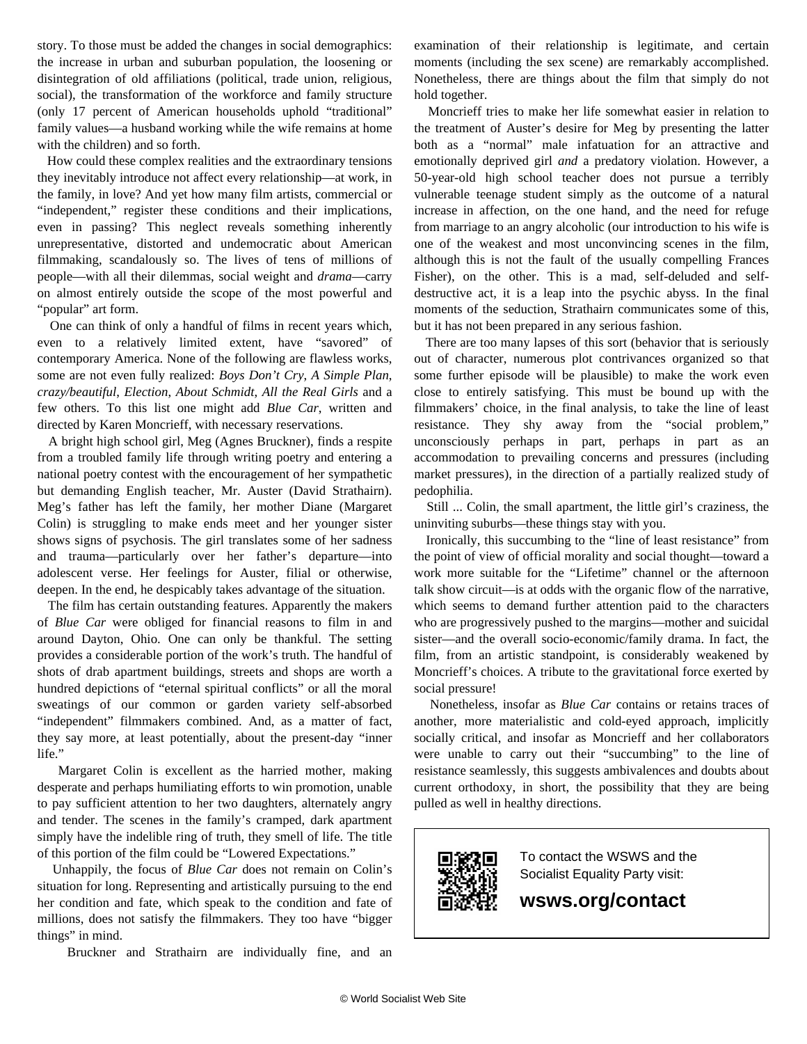story. To those must be added the changes in social demographics: the increase in urban and suburban population, the loosening or disintegration of old affiliations (political, trade union, religious, social), the transformation of the workforce and family structure (only 17 percent of American households uphold "traditional" family values—a husband working while the wife remains at home with the children) and so forth.

How could these complex realities and the extraordinary tensions they inevitably introduce not affect every relationship—at work, in the family, in love? And yet how many film artists, commercial or "independent," register these conditions and their implications, even in passing? This neglect reveals something inherently unrepresentative, distorted and undemocratic about American filmmaking, scandalously so. The lives of tens of millions of people—with all their dilemmas, social weight and *drama*—carry on almost entirely outside the scope of the most powerful and "popular" art form.

One can think of only a handful of films in recent years which, even to a relatively limited extent, have "savored" of contemporary America. None of the following are flawless works, some are not even fully realized: *Boys Don't Cry*, *A Simple Plan*, *crazy/beautiful*, *Election*, *About Schmidt*, *All the Real Girls* and a few others. To this list one might add *Blue Car*, written and directed by Karen Moncrieff, with necessary reservations.

A bright high school girl, Meg (Agnes Bruckner), finds a respite from a troubled family life through writing poetry and entering a national poetry contest with the encouragement of her sympathetic but demanding English teacher, Mr. Auster (David Strathairn). Meg's father has left the family, her mother Diane (Margaret Colin) is struggling to make ends meet and her younger sister shows signs of psychosis. The girl translates some of her sadness and trauma—particularly over her father's departure—into adolescent verse. Her feelings for Auster, filial or otherwise, deepen. In the end, he despicably takes advantage of the situation.

The film has certain outstanding features. Apparently the makers of *Blue Car* were obliged for financial reasons to film in and around Dayton, Ohio. One can only be thankful. The setting provides a considerable portion of the work's truth. The handful of shots of drab apartment buildings, streets and shops are worth a hundred depictions of "eternal spiritual conflicts" or all the moral sweatings of our common or garden variety self-absorbed "independent" filmmakers combined. And, as a matter of fact, they say more, at least potentially, about the present-day "inner life."

Margaret Colin is excellent as the harried mother, making desperate and perhaps humiliating efforts to win promotion, unable to pay sufficient attention to her two daughters, alternately angry and tender. The scenes in the family's cramped, dark apartment simply have the indelible ring of truth, they smell of life. The title of this portion of the film could be "Lowered Expectations."

Unhappily, the focus of *Blue Car* does not remain on Colin's situation for long. Representing and artistically pursuing to the end her condition and fate, which speak to the condition and fate of millions, does not satisfy the filmmakers. They too have "bigger things" in mind.

Bruckner and Strathairn are individually fine, and an examination of their relationship is legitimate, and certain moments (including the sex scene) are remarkably accomplished. Nonetheless, there are things about the film that simply do not hold together.

Moncrieff tries to make her life somewhat easier in relation to the treatment of Auster's desire for Meg by presenting the latter both as a "normal" male infatuation for an attractive and emotionally deprived girl *and* a predatory violation. However, a 50-year-old high school teacher does not pursue a terribly vulnerable teenage student simply as the outcome of a natural increase in affection, on the one hand, and the need for refuge from marriage to an angry alcoholic (our introduction to his wife is one of the weakest and most unconvincing scenes in the film, although this is not the fault of the usually compelling Frances Fisher), on the other. This is a mad, self-deluded and self-destructive act, it is a leap into the psychic abyss. In the final moments of the seduction, Strathairn communicates some of this, but it has not been prepared in any serious fashion.

There are too many lapses of this sort (behavior that is seriously out of character, numerous plot contrivances organized so that some further episode will be plausible) to make the work even close to entirely satisfying. This must be bound up with the filmmakers' choice, in the final analysis, to take the line of least resistance. They shy away from the "social problem," unconsciously perhaps in part, perhaps in part as an accommodation to prevailing concerns and pressures (including market pressures), in the direction of a partially realized study of pedophilia.

Still ... Colin, the small apartment, the little girl's craziness, the uninviting suburbs—these things stay with you.

Ironically, this succumbing to the "line of least resistance" from the point of view of official morality and social thought—toward a work more suitable for the "Lifetime" channel or the afternoon talk show circuit—is at odds with the organic flow of the narrative, which seems to demand further attention paid to the characters who are progressively pushed to the margins—mother and suicidal sister—and the overall socio-economic/family drama. In fact, the film, from an artistic standpoint, is considerably weakened by Moncrieff's choices. A tribute to the gravitational force exerted by social pressure!

Nonetheless, insofar as *Blue Car* contains or retains traces of another, more materialistic and cold-eyed approach, implicitly socially critical, and insofar as Moncrieff and her collaborators were unable to carry out their "succumbing" to the line of resistance seamlessly, this suggests ambivalences and doubts about current orthodoxy, in short, the possibility that they are being pulled as well in healthy directions.

To contact the WSWS and the Socialist Equality Party visit:

**wsws.org/contact**